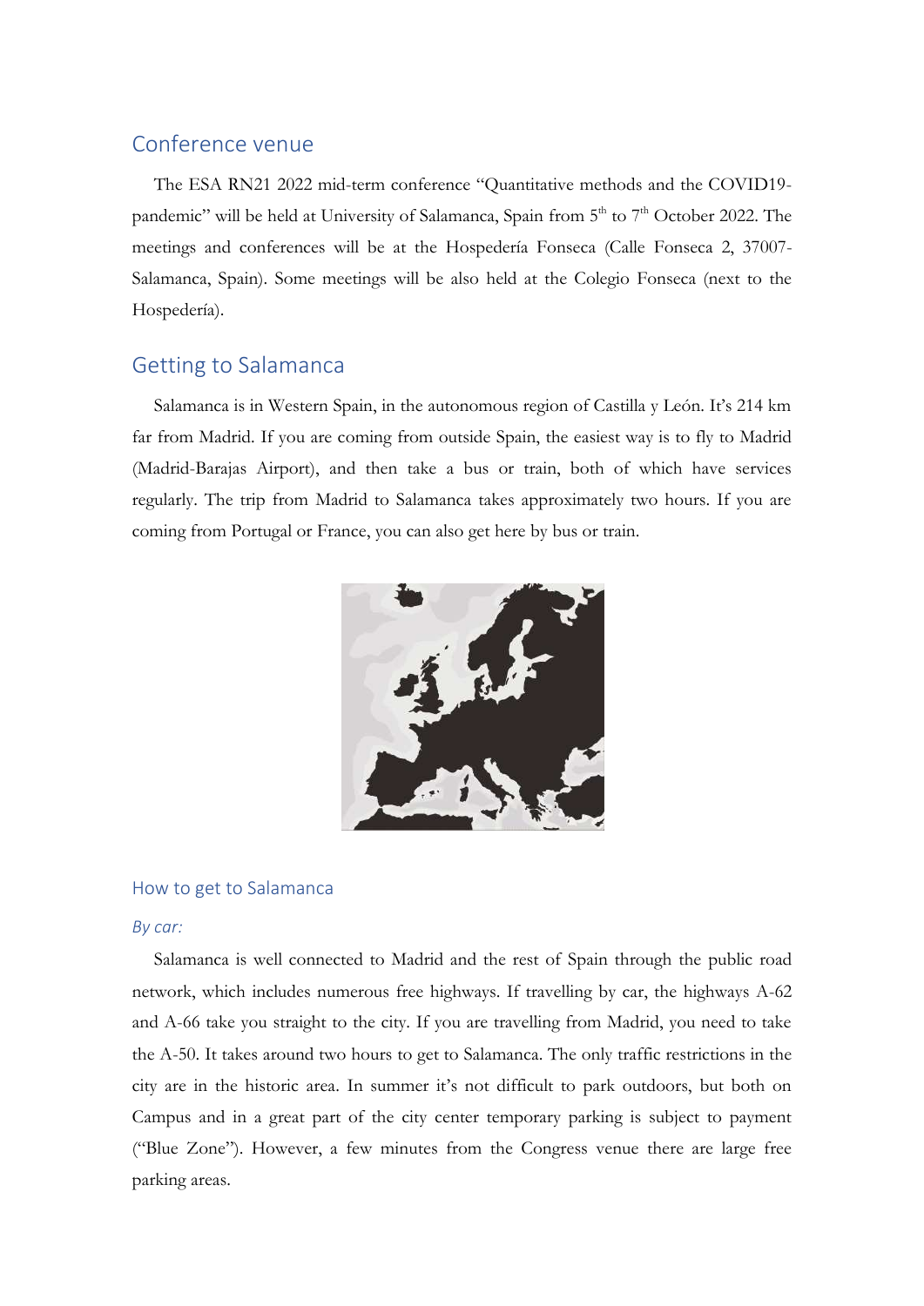## Conference venue

The ESA RN21 2022 mid-term conference "Quantitative methods and the COVID19-pandemic" will be held at University of Salamanca, Spain from 5th to 7th October 2022. The meetings and conferences will be at the Hospedería Fonseca (Calle Fonseca 2, 37007-Salamanca, Spain). Some meetings will be also held at the Colegio Fonseca (next to the Hospedería).

## Getting to Salamanca

Salamanca is in Western Spain, in the autonomous region of Castilla y León. It's 214 km far from Madrid. If you are coming from outside Spain, the easiest way is to fly to Madrid (Madrid-Barajas Airport), and then take a bus or train, both of which have services regularly. The trip from Madrid to Salamanca takes approximately two hours. If you are coming from Portugal or France, you can also get here by bus or train.

### How to get to Salamanca

*By car:*

Salamanca is well connected to Madrid and the rest of Spain through the public road network, which includes numerous free highways. If travelling by car, the highways A-62 and A-66 take you straight to the city. If you are travelling from Madrid, you need to take the A-50. It takes around two hours to get to Salamanca. The only traffic restrictions in the city are in the historic area. In summer it's not difficult to park outdoors, but both on Campus and in a great part of the city center temporary parking is subject to payment ("Blue Zone"). However, a few minutes from the Congress venue there are large free parking areas.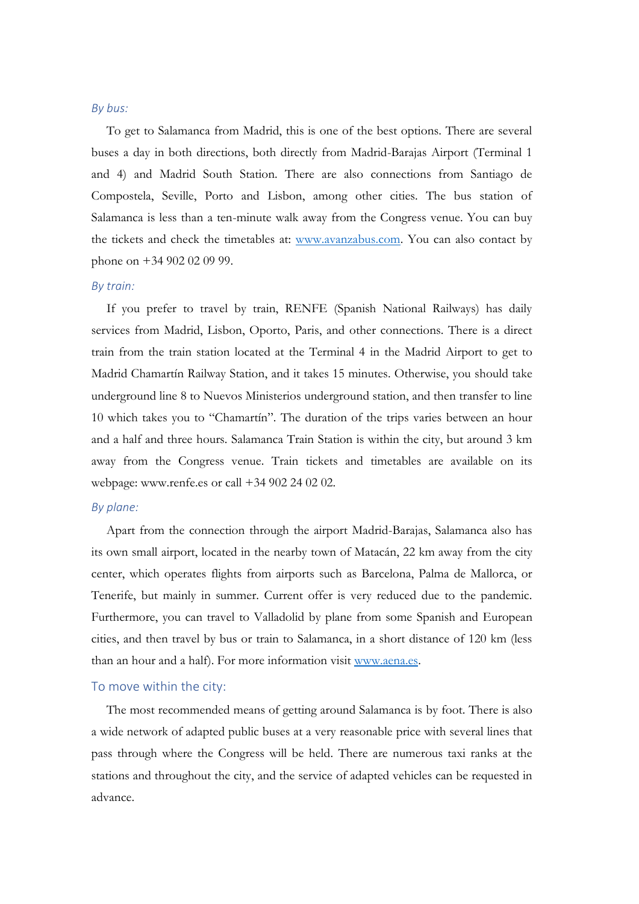*By bus:*

To get to Salamanca from Madrid, this is one of the best options. There are several buses a day in both directions, both directly from Madrid-Barajas Airport (Terminal 1 and 4) and Madrid South Station. There are also connections from Santiago de Compostela, Seville, Porto and Lisbon, among other cities. The bus station of Salamanca is less than a ten-minute walk away from the Congress venue. You can buy the tickets and check the timetables at: [www.avanzabus.com](http://www.avanzabus.com). You can also contact by phone on +34 902 02 09 99.

*By train:*

If you prefer to travel by train, RENFE (Spanish National Railways) has daily services from Madrid, Lisbon, Oporto, Paris, and other connections. There is a direct train from the train station located at the Terminal 4 in the Madrid Airport to get to Madrid Chamartín Railway Station, and it takes 15 minutes. Otherwise, you should take underground line 8 to Nuevos Ministerios underground station, and then transfer to line 10 which takes you to "Chamartín". The duration of the trips varies between an hour and a half and three hours. Salamanca Train Station is within the city, but around 3 km away from the Congress venue. Train tickets and timetables are available on its webpage: www.renfe.es or call +34 902 24 02 02.

*By plane:*

Apart from the connection through the airport Madrid-Barajas, Salamanca also has its own small airport, located in the nearby town of Matacán, 22 km away from the city center, which operates flights from airports such as Barcelona, Palma de Mallorca, or Tenerife, but mainly in summer. Current offer is very reduced due to the pandemic. Furthermore, you can travel to Valladolid by plane from some Spanish and European cities, and then travel by bus or train to Salamanca, in a short distance of 120 km (less than an hour and a half). For more information visit [www.aena.es](http://www.aena.es).

## To move within the city:

The most recommended means of getting around Salamanca is by foot. There is also a wide network of adapted public buses at a very reasonable price with several lines that pass through where the Congress will be held. There are numerous taxi ranks at the stations and throughout the city, and the service of adapted vehicles can be requested in advance.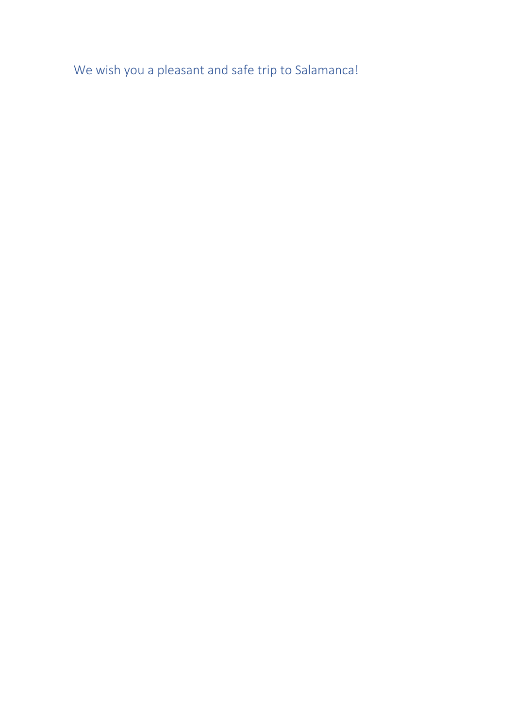We wish you a pleasant and safe trip to Salamanca!